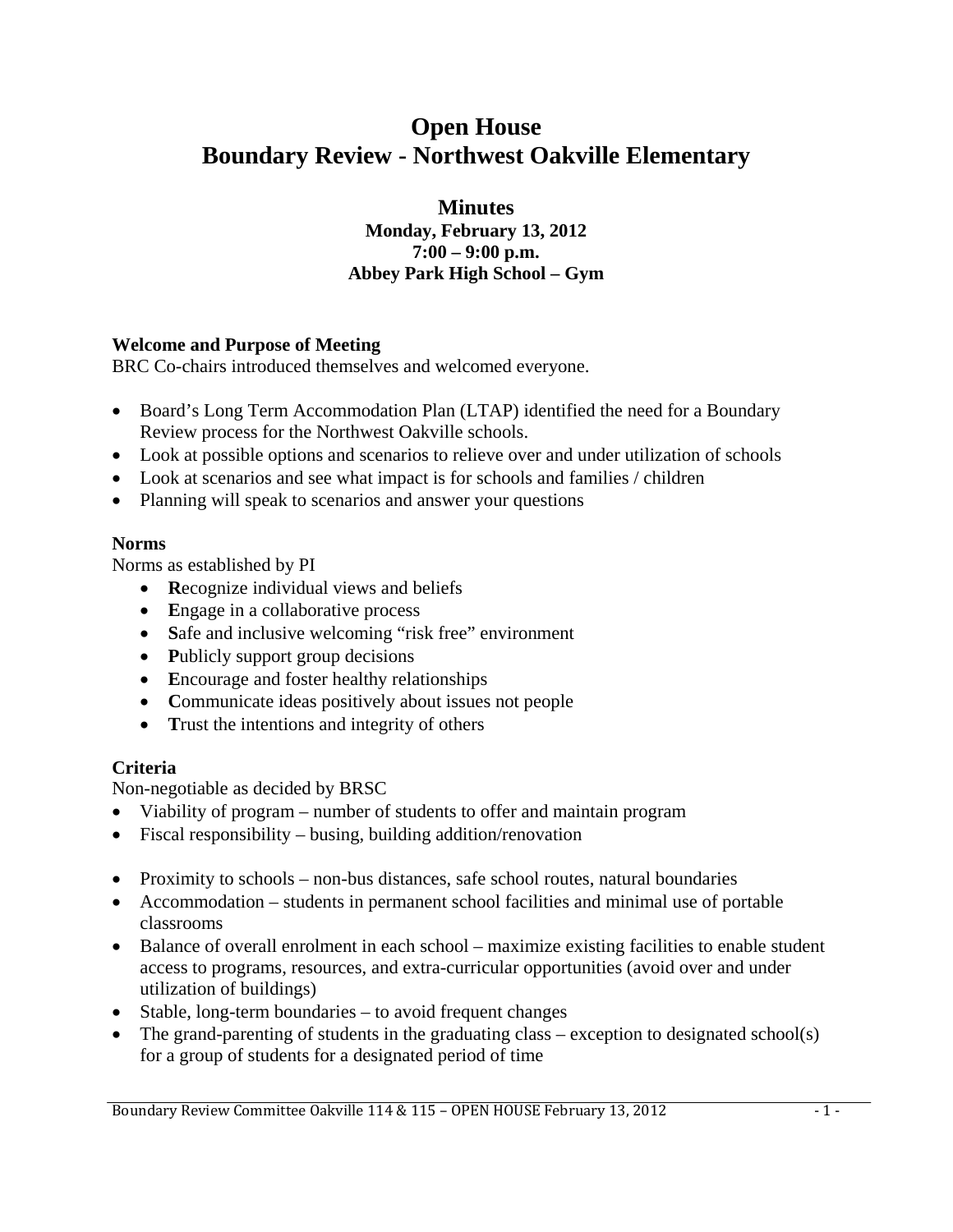# Open House
# Boundary Review - Northwest Oakville Elementary

## Minutes

**Monday, February 13, 2012**
**7:00 – 9:00 p.m.**
**Abbey Park High School – Gym**

### Welcome and Purpose of Meeting

BRC Co-chairs introduced themselves and welcomed everyone.

- Board's Long Term Accommodation Plan (LTAP) identified the need for a Boundary Review process for the Northwest Oakville schools.
- Look at possible options and scenarios to relieve over and under utilization of schools
- Look at scenarios and see what impact is for schools and families / children
- Planning will speak to scenarios and answer your questions

### Norms

Norms as established by PI

- **R**ecognize individual views and beliefs
- **E**ngage in a collaborative process
- **S**afe and inclusive welcoming "risk free" environment
- **P**ublicly support group decisions
- **E**ncourage and foster healthy relationships
- **C**ommunicate ideas positively about issues not people
- **T**rust the intentions and integrity of others

### Criteria

Non-negotiable as decided by BRSC

- Viability of program – number of students to offer and maintain program
- Fiscal responsibility – busing, building addition/renovation

- Proximity to schools – non-bus distances, safe school routes, natural boundaries
- Accommodation – students in permanent school facilities and minimal use of portable classrooms
- Balance of overall enrolment in each school – maximize existing facilities to enable student access to programs, resources, and extra-curricular opportunities (avoid over and under utilization of buildings)
- Stable, long-term boundaries – to avoid frequent changes
- The grand-parenting of students in the graduating class – exception to designated school(s) for a group of students for a designated period of time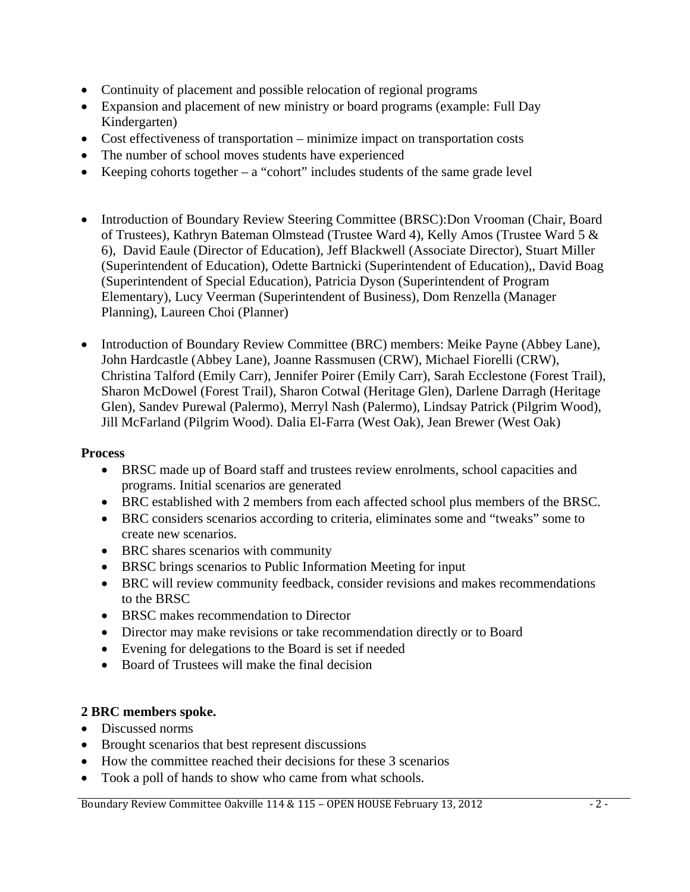- Continuity of placement and possible relocation of regional programs
- Expansion and placement of new ministry or board programs (example: Full Day Kindergarten)
- Cost effectiveness of transportation – minimize impact on transportation costs
- The number of school moves students have experienced
- Keeping cohorts together – a "cohort" includes students of the same grade level

- Introduction of Boundary Review Steering Committee (BRSC):Don Vrooman (Chair, Board of Trustees), Kathryn Bateman Olmstead (Trustee Ward 4), Kelly Amos (Trustee Ward 5 & 6), David Eaule (Director of Education), Jeff Blackwell (Associate Director), Stuart Miller (Superintendent of Education), Odette Bartnicki (Superintendent of Education),, David Boag (Superintendent of Special Education), Patricia Dyson (Superintendent of Program Elementary), Lucy Veerman (Superintendent of Business), Dom Renzella (Manager Planning), Laureen Choi (Planner)

- Introduction of Boundary Review Committee (BRC) members: Meike Payne (Abbey Lane), John Hardcastle (Abbey Lane), Joanne Rassmusen (CRW), Michael Fiorelli (CRW), Christina Talford (Emily Carr), Jennifer Poirer (Emily Carr), Sarah Ecclestone (Forest Trail), Sharon McDowel (Forest Trail), Sharon Cotwal (Heritage Glen), Darlene Darragh (Heritage Glen), Sandev Purewal (Palermo), Merryl Nash (Palermo), Lindsay Patrick (Pilgrim Wood), Jill McFarland (Pilgrim Wood). Dalia El-Farra (West Oak), Jean Brewer (West Oak)

**Process**

- BRSC made up of Board staff and trustees review enrolments, school capacities and programs. Initial scenarios are generated
- BRC established with 2 members from each affected school plus members of the BRSC.
- BRC considers scenarios according to criteria, eliminates some and "tweaks" some to create new scenarios.
- BRC shares scenarios with community
- BRSC brings scenarios to Public Information Meeting for input
- BRC will review community feedback, consider revisions and makes recommendations to the BRSC
- BRSC makes recommendation to Director
- Director may make revisions or take recommendation directly or to Board
- Evening for delegations to the Board is set if needed
- Board of Trustees will make the final decision

**2 BRC members spoke.**

- Discussed norms
- Brought scenarios that best represent discussions
- How the committee reached their decisions for these 3 scenarios
- Took a poll of hands to show who came from what schools.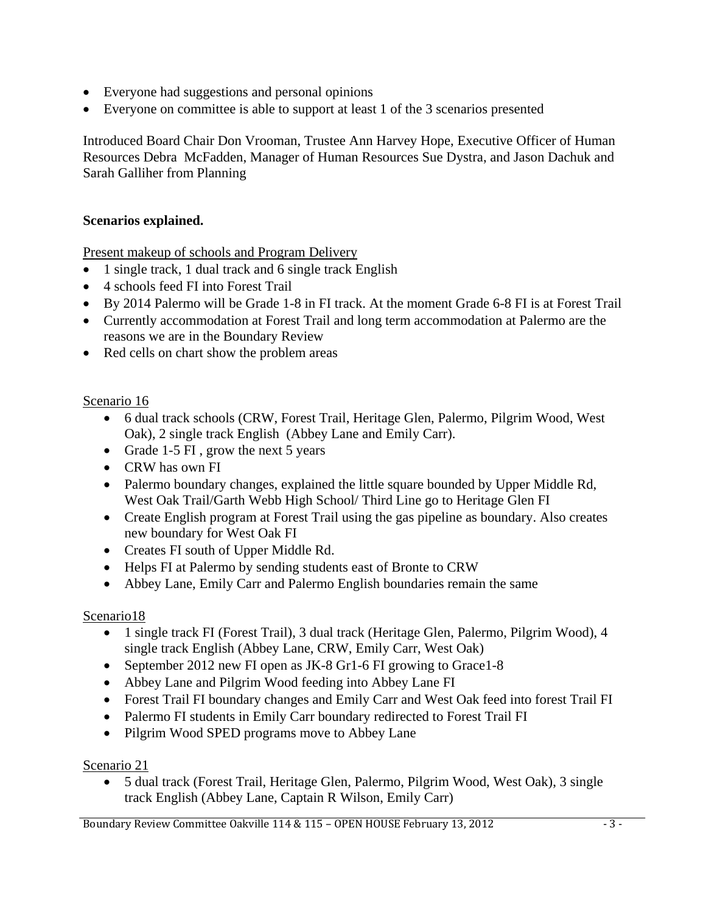- Everyone had suggestions and personal opinions
- Everyone on committee is able to support at least 1 of the 3 scenarios presented

Introduced Board Chair Don Vrooman, Trustee Ann Harvey Hope, Executive Officer of Human Resources Debra McFadden, Manager of Human Resources Sue Dystra, and Jason Dachuk and Sarah Galliher from Planning

**Scenarios explained.**

Present makeup of schools and Program Delivery

- 1 single track, 1 dual track and 6 single track English
- 4 schools feed FI into Forest Trail
- By 2014 Palermo will be Grade 1-8 in FI track. At the moment Grade 6-8 FI is at Forest Trail
- Currently accommodation at Forest Trail and long term accommodation at Palermo are the reasons we are in the Boundary Review
- Red cells on chart show the problem areas

Scenario 16

- 6 dual track schools (CRW, Forest Trail, Heritage Glen, Palermo, Pilgrim Wood, West Oak), 2 single track English (Abbey Lane and Emily Carr).
- Grade 1-5 FI , grow the next 5 years
- CRW has own FI
- Palermo boundary changes, explained the little square bounded by Upper Middle Rd, West Oak Trail/Garth Webb High School/ Third Line go to Heritage Glen FI
- Create English program at Forest Trail using the gas pipeline as boundary. Also creates new boundary for West Oak FI
- Creates FI south of Upper Middle Rd.
- Helps FI at Palermo by sending students east of Bronte to CRW
- Abbey Lane, Emily Carr and Palermo English boundaries remain the same

Scenario18

- 1 single track FI (Forest Trail), 3 dual track (Heritage Glen, Palermo, Pilgrim Wood), 4 single track English (Abbey Lane, CRW, Emily Carr, West Oak)
- September 2012 new FI open as JK-8 Gr1-6 FI growing to Grace1-8
- Abbey Lane and Pilgrim Wood feeding into Abbey Lane FI
- Forest Trail FI boundary changes and Emily Carr and West Oak feed into forest Trail FI
- Palermo FI students in Emily Carr boundary redirected to Forest Trail FI
- Pilgrim Wood SPED programs move to Abbey Lane

Scenario 21

- 5 dual track (Forest Trail, Heritage Glen, Palermo, Pilgrim Wood, West Oak), 3 single track English (Abbey Lane, Captain R Wilson, Emily Carr)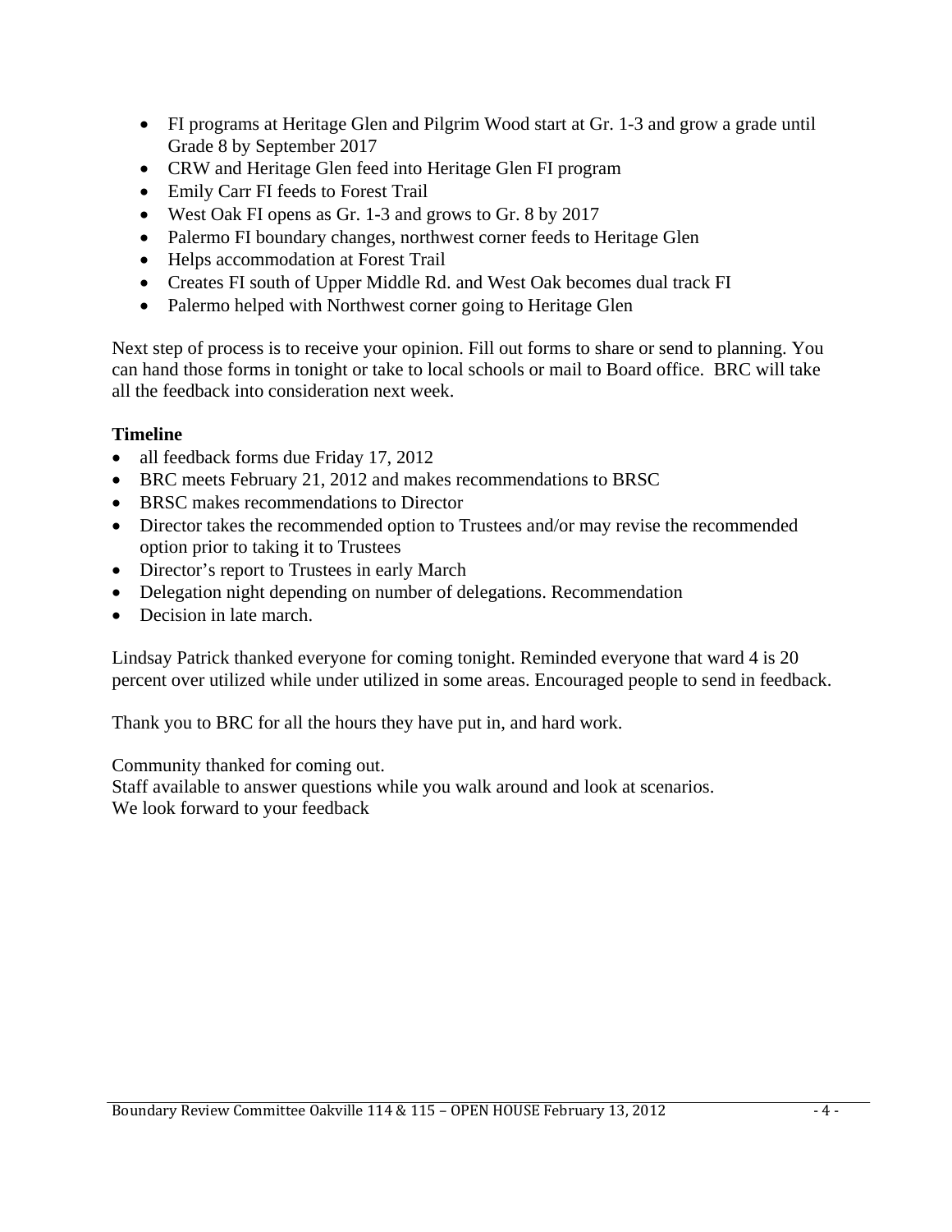- FI programs at Heritage Glen and Pilgrim Wood start at Gr. 1-3 and grow a grade until Grade 8 by September 2017
- CRW and Heritage Glen feed into Heritage Glen FI program
- Emily Carr FI feeds to Forest Trail
- West Oak FI opens as Gr. 1-3 and grows to Gr. 8 by 2017
- Palermo FI boundary changes, northwest corner feeds to Heritage Glen
- Helps accommodation at Forest Trail
- Creates FI south of Upper Middle Rd. and West Oak becomes dual track FI
- Palermo helped with Northwest corner going to Heritage Glen

Next step of process is to receive your opinion. Fill out forms to share or send to planning. You can hand those forms in tonight or take to local schools or mail to Board office. BRC will take all the feedback into consideration next week.

**Timeline**

- all feedback forms due Friday 17, 2012
- BRC meets February 21, 2012 and makes recommendations to BRSC
- BRSC makes recommendations to Director
- Director takes the recommended option to Trustees and/or may revise the recommended option prior to taking it to Trustees
- Director's report to Trustees in early March
- Delegation night depending on number of delegations. Recommendation
- Decision in late march.

Lindsay Patrick thanked everyone for coming tonight. Reminded everyone that ward 4 is 20 percent over utilized while under utilized in some areas. Encouraged people to send in feedback.

Thank you to BRC for all the hours they have put in, and hard work.

Community thanked for coming out.
Staff available to answer questions while you walk around and look at scenarios.
We look forward to your feedback